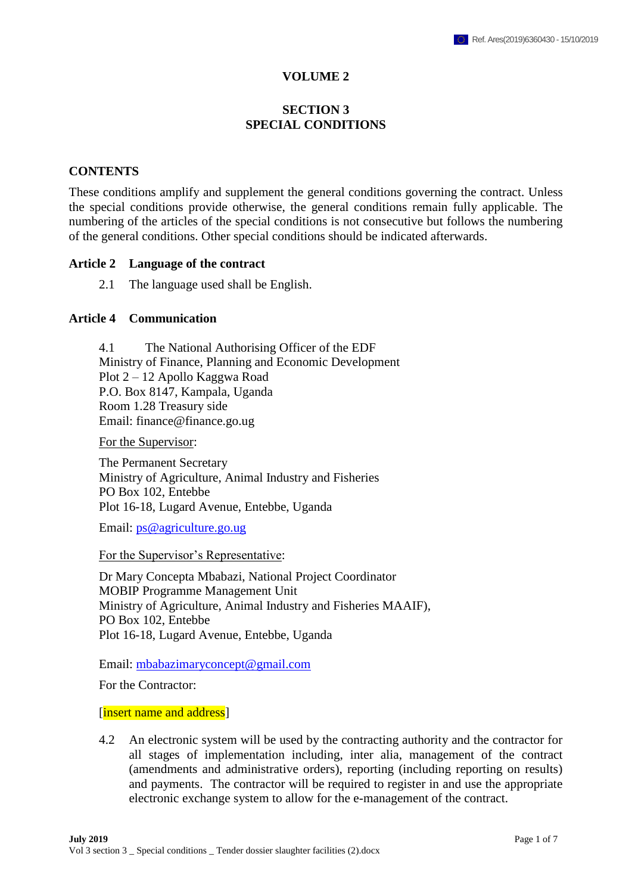# VOLUME 2

## SECTION 3
## SPECIAL CONDITIONS

### CONTENTS

These conditions amplify and supplement the general conditions governing the contract. Unless the special conditions provide otherwise, the general conditions remain fully applicable. The numbering of the articles of the special conditions is not consecutive but follows the numbering of the general conditions. Other special conditions should be indicated afterwards.

### Article 2 Language of the contract

2.1 The language used shall be English.

### Article 4 Communication

4.1 The National Authorising Officer of the EDF
Ministry of Finance, Planning and Economic Development
Plot 2 – 12 Apollo Kaggwa Road
P.O. Box 8147, Kampala, Uganda
Room 1.28 Treasury side
Email: finance@finance.go.ug

For the Supervisor:

The Permanent Secretary
Ministry of Agriculture, Animal Industry and Fisheries
PO Box 102, Entebbe
Plot 16-18, Lugard Avenue, Entebbe, Uganda

Email: ps@agriculture.go.ug

For the Supervisor's Representative:

Dr Mary Concepta Mbabazi, National Project Coordinator
MOBIP Programme Management Unit
Ministry of Agriculture, Animal Industry and Fisheries MAAIF),
PO Box 102, Entebbe
Plot 16-18, Lugard Avenue, Entebbe, Uganda

Email: mbabazimaryconcept@gmail.com

For the Contractor:

[insert name and address]

4.2 An electronic system will be used by the contracting authority and the contractor for all stages of implementation including, inter alia, management of the contract (amendments and administrative orders), reporting (including reporting on results) and payments. The contractor will be required to register in and use the appropriate electronic exchange system to allow for the e-management of the contract.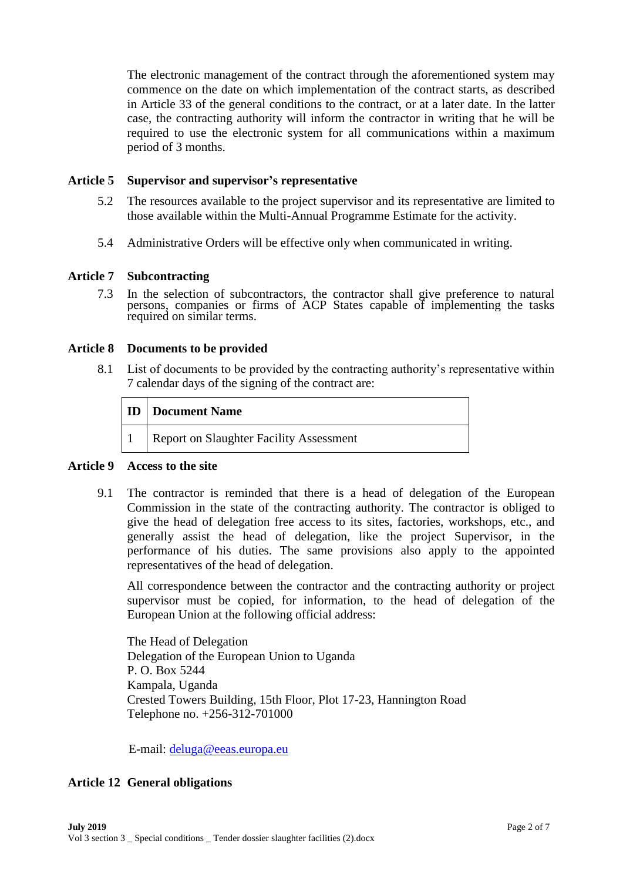The electronic management of the contract through the aforementioned system may commence on the date on which implementation of the contract starts, as described in Article 33 of the general conditions to the contract, or at a later date. In the latter case, the contracting authority will inform the contractor in writing that he will be required to use the electronic system for all communications within a maximum period of 3 months.

## Article 5 Supervisor and supervisor's representative

5.2 The resources available to the project supervisor and its representative are limited to those available within the Multi-Annual Programme Estimate for the activity.

5.4 Administrative Orders will be effective only when communicated in writing.

## Article 7 Subcontracting

7.3 In the selection of subcontractors, the contractor shall give preference to natural persons, companies or firms of ACP States capable of implementing the tasks required on similar terms.

## Article 8 Documents to be provided

8.1 List of documents to be provided by the contracting authority's representative within 7 calendar days of the signing of the contract are:

| ID | Document Name |
|---|---|
| 1 | Report on Slaughter Facility Assessment |

## Article 9 Access to the site

9.1 The contractor is reminded that there is a head of delegation of the European Commission in the state of the contracting authority. The contractor is obliged to give the head of delegation free access to its sites, factories, workshops, etc., and generally assist the head of delegation, like the project Supervisor, in the performance of his duties. The same provisions also apply to the appointed representatives of the head of delegation.

All correspondence between the contractor and the contracting authority or project supervisor must be copied, for information, to the head of delegation of the European Union at the following official address:

The Head of Delegation
Delegation of the European Union to Uganda
P. O. Box 5244
Kampala, Uganda
Crested Towers Building, 15th Floor, Plot 17-23, Hannington Road
Telephone no. +256-312-701000

E-mail: deluga@eeas.europa.eu

## Article 12 General obligations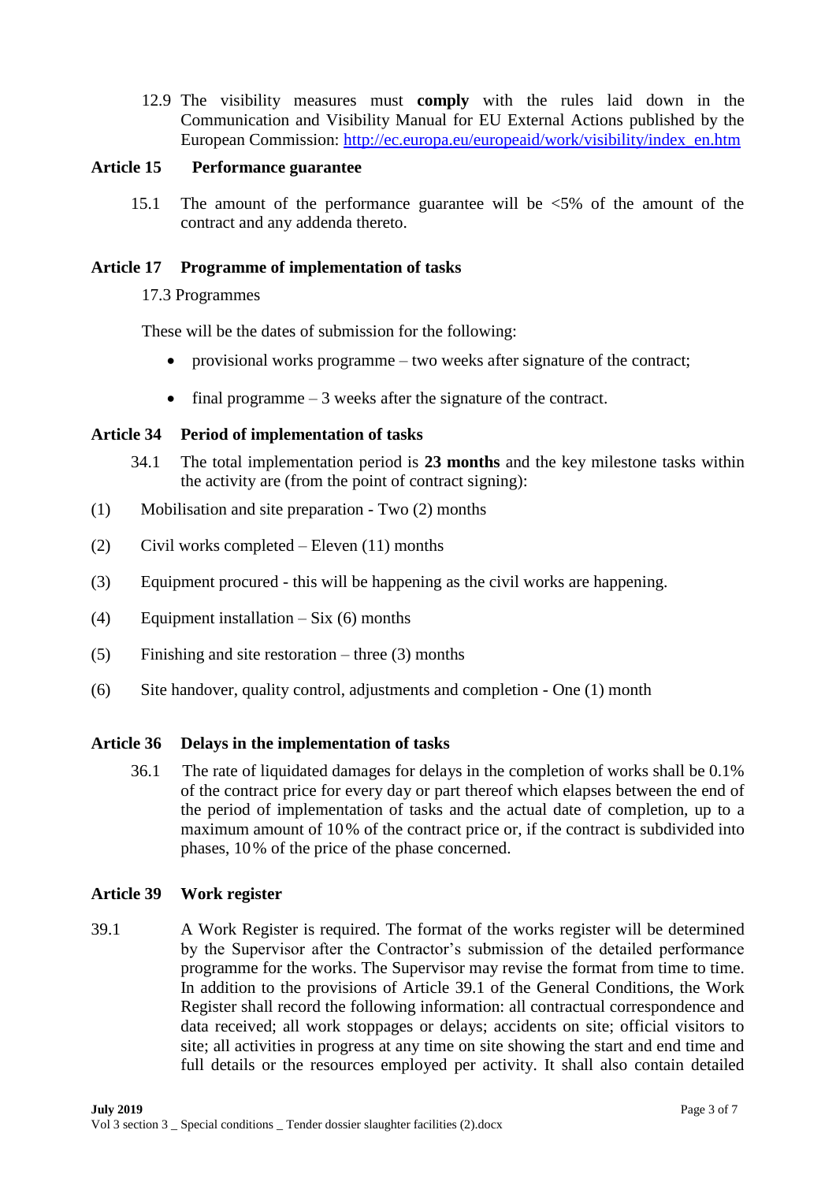12.9 The visibility measures must **comply** with the rules laid down in the Communication and Visibility Manual for EU External Actions published by the European Commission: [http://ec.europa.eu/europeaid/work/visibility/index_en.htm](http://ec.europa.eu/europeaid/work/visibility/index_en.htm)

**Article 15 Performance guarantee**

15.1 The amount of the performance guarantee will be <5% of the amount of the contract and any addenda thereto.

**Article 17 Programme of implementation of tasks**

17.3 Programmes

These will be the dates of submission for the following:

- provisional works programme – two weeks after signature of the contract;
- final programme – 3 weeks after the signature of the contract.

**Article 34 Period of implementation of tasks**

34.1 The total implementation period is **23 months** and the key milestone tasks within the activity are (from the point of contract signing):

(1) Mobilisation and site preparation - Two (2) months

(2) Civil works completed – Eleven (11) months

(3) Equipment procured - this will be happening as the civil works are happening.

(4) Equipment installation – Six (6) months

(5) Finishing and site restoration – three (3) months

(6) Site handover, quality control, adjustments and completion - One (1) month

**Article 36 Delays in the implementation of tasks**

36.1 The rate of liquidated damages for delays in the completion of works shall be 0.1% of the contract price for every day or part thereof which elapses between the end of the period of implementation of tasks and the actual date of completion, up to a maximum amount of 10% of the contract price or, if the contract is subdivided into phases, 10% of the price of the phase concerned.

**Article 39 Work register**

39.1 A Work Register is required. The format of the works register will be determined by the Supervisor after the Contractor's submission of the detailed performance programme for the works. The Supervisor may revise the format from time to time. In addition to the provisions of Article 39.1 of the General Conditions, the Work Register shall record the following information: all contractual correspondence and data received; all work stoppages or delays; accidents on site; official visitors to site; all activities in progress at any time on site showing the start and end time and full details or the resources employed per activity. It shall also contain detailed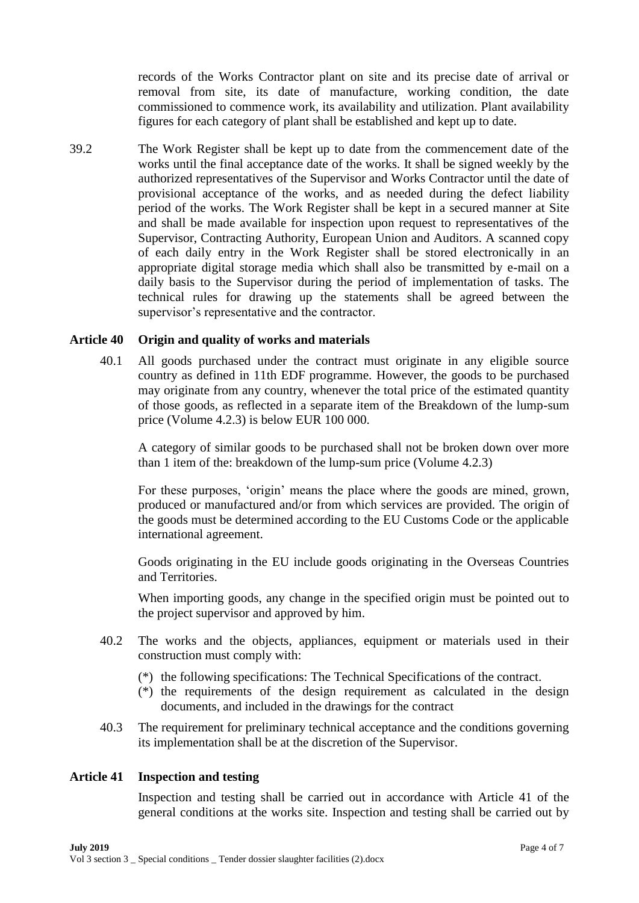records of the Works Contractor plant on site and its precise date of arrival or removal from site, its date of manufacture, working condition, the date commissioned to commence work, its availability and utilization. Plant availability figures for each category of plant shall be established and kept up to date.

39.2 The Work Register shall be kept up to date from the commencement date of the works until the final acceptance date of the works. It shall be signed weekly by the authorized representatives of the Supervisor and Works Contractor until the date of provisional acceptance of the works, and as needed during the defect liability period of the works. The Work Register shall be kept in a secured manner at Site and shall be made available for inspection upon request to representatives of the Supervisor, Contracting Authority, European Union and Auditors. A scanned copy of each daily entry in the Work Register shall be stored electronically in an appropriate digital storage media which shall also be transmitted by e-mail on a daily basis to the Supervisor during the period of implementation of tasks. The technical rules for drawing up the statements shall be agreed between the supervisor's representative and the contractor.

## Article 40 Origin and quality of works and materials

40.1 All goods purchased under the contract must originate in any eligible source country as defined in 11th EDF programme. However, the goods to be purchased may originate from any country, whenever the total price of the estimated quantity of those goods, as reflected in a separate item of the Breakdown of the lump-sum price (Volume 4.2.3) is below EUR 100 000.

A category of similar goods to be purchased shall not be broken down over more than 1 item of the: breakdown of the lump-sum price (Volume 4.2.3)

For these purposes, 'origin' means the place where the goods are mined, grown, produced or manufactured and/or from which services are provided. The origin of the goods must be determined according to the EU Customs Code or the applicable international agreement.

Goods originating in the EU include goods originating in the Overseas Countries and Territories.

When importing goods, any change in the specified origin must be pointed out to the project supervisor and approved by him.

40.2 The works and the objects, appliances, equipment or materials used in their construction must comply with:

(*) the following specifications: The Technical Specifications of the contract.
(*) the requirements of the design requirement as calculated in the design documents, and included in the drawings for the contract

40.3 The requirement for preliminary technical acceptance and the conditions governing its implementation shall be at the discretion of the Supervisor.

## Article 41 Inspection and testing

Inspection and testing shall be carried out in accordance with Article 41 of the general conditions at the works site. Inspection and testing shall be carried out by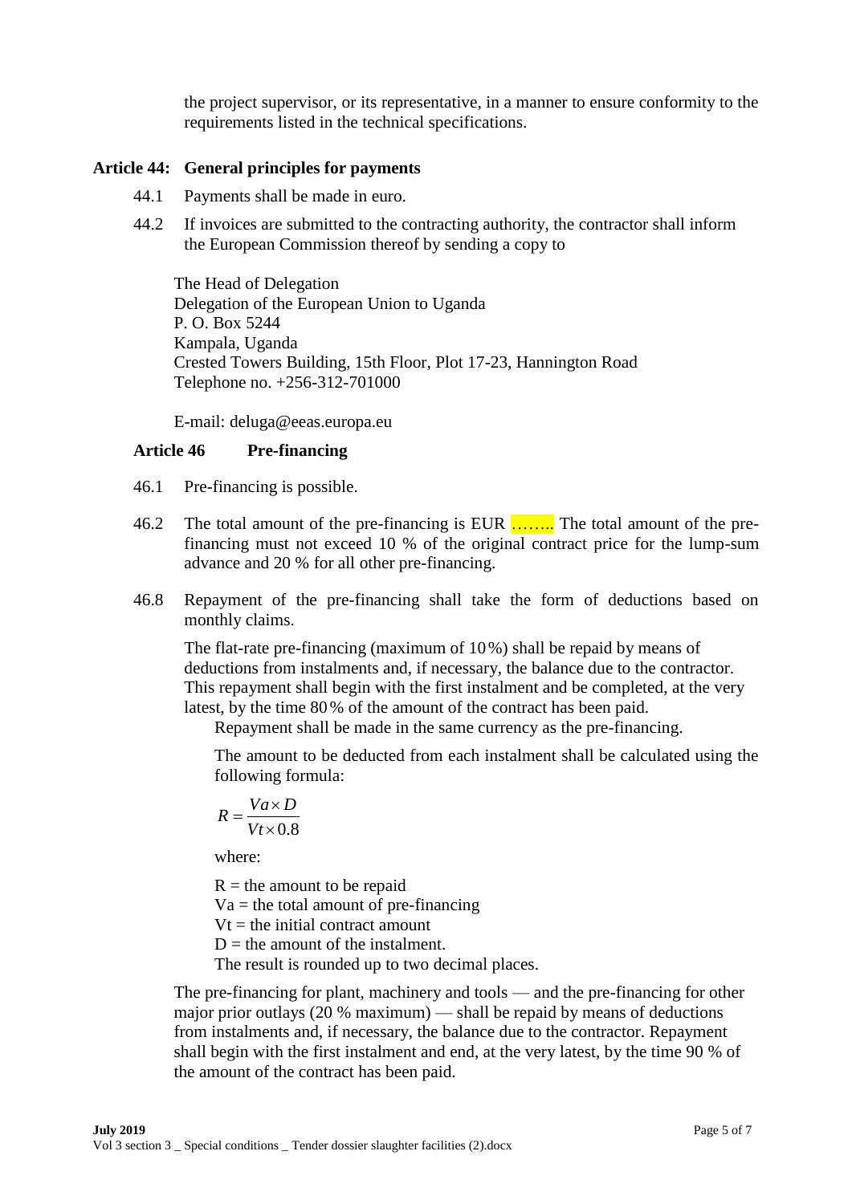the project supervisor, or its representative, in a manner to ensure conformity to the requirements listed in the technical specifications.

### Article 44: General principles for payments

44.1 Payments shall be made in euro.

44.2 If invoices are submitted to the contracting authority, the contractor shall inform the European Commission thereof by sending a copy to

The Head of Delegation
Delegation of the European Union to Uganda
P. O. Box 5244
Kampala, Uganda
Crested Towers Building, 15th Floor, Plot 17-23, Hannington Road
Telephone no. +256-312-701000

E-mail: deluga@eeas.europa.eu

### Article 46 Pre-financing

46.1 Pre-financing is possible.

46.2 The total amount of the pre-financing is EUR …….. The total amount of the pre-financing must not exceed 10 % of the original contract price for the lump-sum advance and 20 % for all other pre-financing.

46.8 Repayment of the pre-financing shall take the form of deductions based on monthly claims.

The flat-rate pre-financing (maximum of 10 %) shall be repaid by means of deductions from instalments and, if necessary, the balance due to the contractor. This repayment shall begin with the first instalment and be completed, at the very latest, by the time 80 % of the amount of the contract has been paid.

Repayment shall be made in the same currency as the pre-financing.

The amount to be deducted from each instalment shall be calculated using the following formula:

$$R = \frac{Va \times D}{Vt \times 0.8}$$

where:

R = the amount to be repaid
Va = the total amount of pre-financing
Vt = the initial contract amount
D = the amount of the instalment.
The result is rounded up to two decimal places.

The pre-financing for plant, machinery and tools — and the pre-financing for other major prior outlays (20 % maximum) — shall be repaid by means of deductions from instalments and, if necessary, the balance due to the contractor. Repayment shall begin with the first instalment and end, at the very latest, by the time 90 % of the amount of the contract has been paid.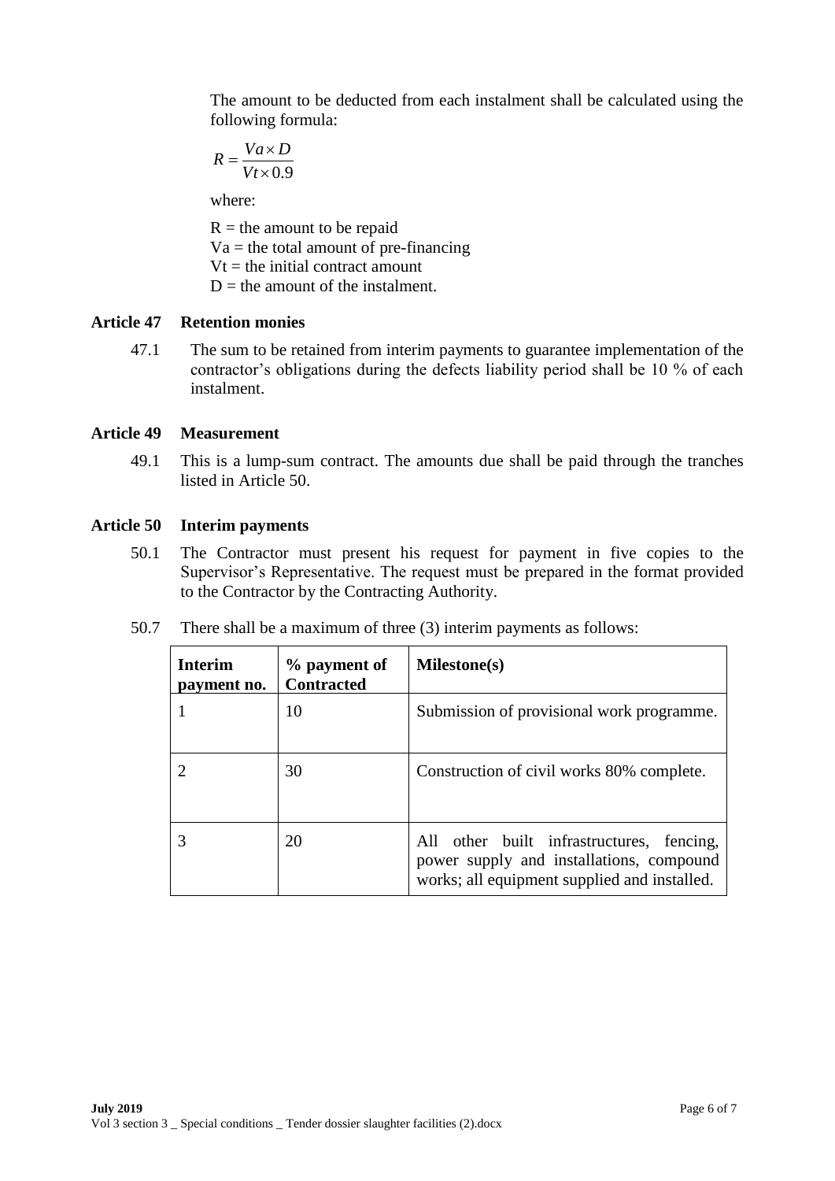The amount to be deducted from each instalment shall be calculated using the following formula:

$$R = \frac{Va \times D}{Vt \times 0.9}$$

where:

R = the amount to be repaid
Va = the total amount of pre-financing
Vt = the initial contract amount
D = the amount of the instalment.

**Article 47 Retention monies**

47.1 The sum to be retained from interim payments to guarantee implementation of the contractor's obligations during the defects liability period shall be 10 % of each instalment.

**Article 49 Measurement**

49.1 This is a lump-sum contract. The amounts due shall be paid through the tranches listed in Article 50.

**Article 50 Interim payments**

50.1 The Contractor must present his request for payment in five copies to the Supervisor's Representative. The request must be prepared in the format provided to the Contractor by the Contracting Authority.

50.7 There shall be a maximum of three (3) interim payments as follows:

| Interim payment no. | % payment of Contracted | Milestone(s) |
|---|---|---|
| 1 | 10 | Submission of provisional work programme. |
| 2 | 30 | Construction of civil works 80% complete. |
| 3 | 20 | All other built infrastructures, fencing, power supply and installations, compound works; all equipment supplied and installed. |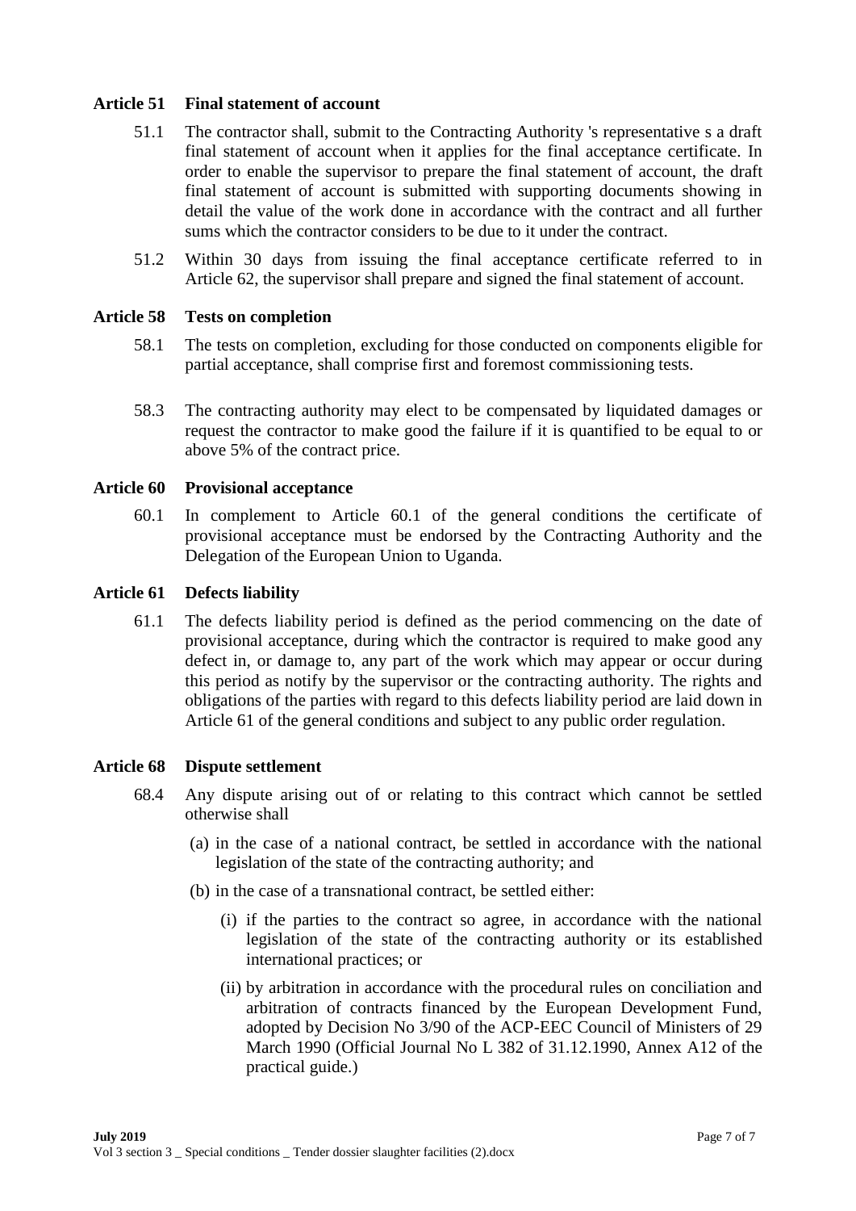## Article 51 Final statement of account

51.1 The contractor shall, submit to the Contracting Authority 's representative s a draft final statement of account when it applies for the final acceptance certificate. In order to enable the supervisor to prepare the final statement of account, the draft final statement of account is submitted with supporting documents showing in detail the value of the work done in accordance with the contract and all further sums which the contractor considers to be due to it under the contract.

51.2 Within 30 days from issuing the final acceptance certificate referred to in Article 62, the supervisor shall prepare and signed the final statement of account.

## Article 58 Tests on completion

58.1 The tests on completion, excluding for those conducted on components eligible for partial acceptance, shall comprise first and foremost commissioning tests.

58.3 The contracting authority may elect to be compensated by liquidated damages or request the contractor to make good the failure if it is quantified to be equal to or above 5% of the contract price.

## Article 60 Provisional acceptance

60.1 In complement to Article 60.1 of the general conditions the certificate of provisional acceptance must be endorsed by the Contracting Authority and the Delegation of the European Union to Uganda.

## Article 61 Defects liability

61.1 The defects liability period is defined as the period commencing on the date of provisional acceptance, during which the contractor is required to make good any defect in, or damage to, any part of the work which may appear or occur during this period as notify by the supervisor or the contracting authority. The rights and obligations of the parties with regard to this defects liability period are laid down in Article 61 of the general conditions and subject to any public order regulation.

## Article 68 Dispute settlement

68.4 Any dispute arising out of or relating to this contract which cannot be settled otherwise shall

(a) in the case of a national contract, be settled in accordance with the national legislation of the state of the contracting authority; and

(b) in the case of a transnational contract, be settled either:

(i) if the parties to the contract so agree, in accordance with the national legislation of the state of the contracting authority or its established international practices; or

(ii) by arbitration in accordance with the procedural rules on conciliation and arbitration of contracts financed by the European Development Fund, adopted by Decision No 3/90 of the ACP-EEC Council of Ministers of 29 March 1990 (Official Journal No L 382 of 31.12.1990, Annex A12 of the practical guide.)